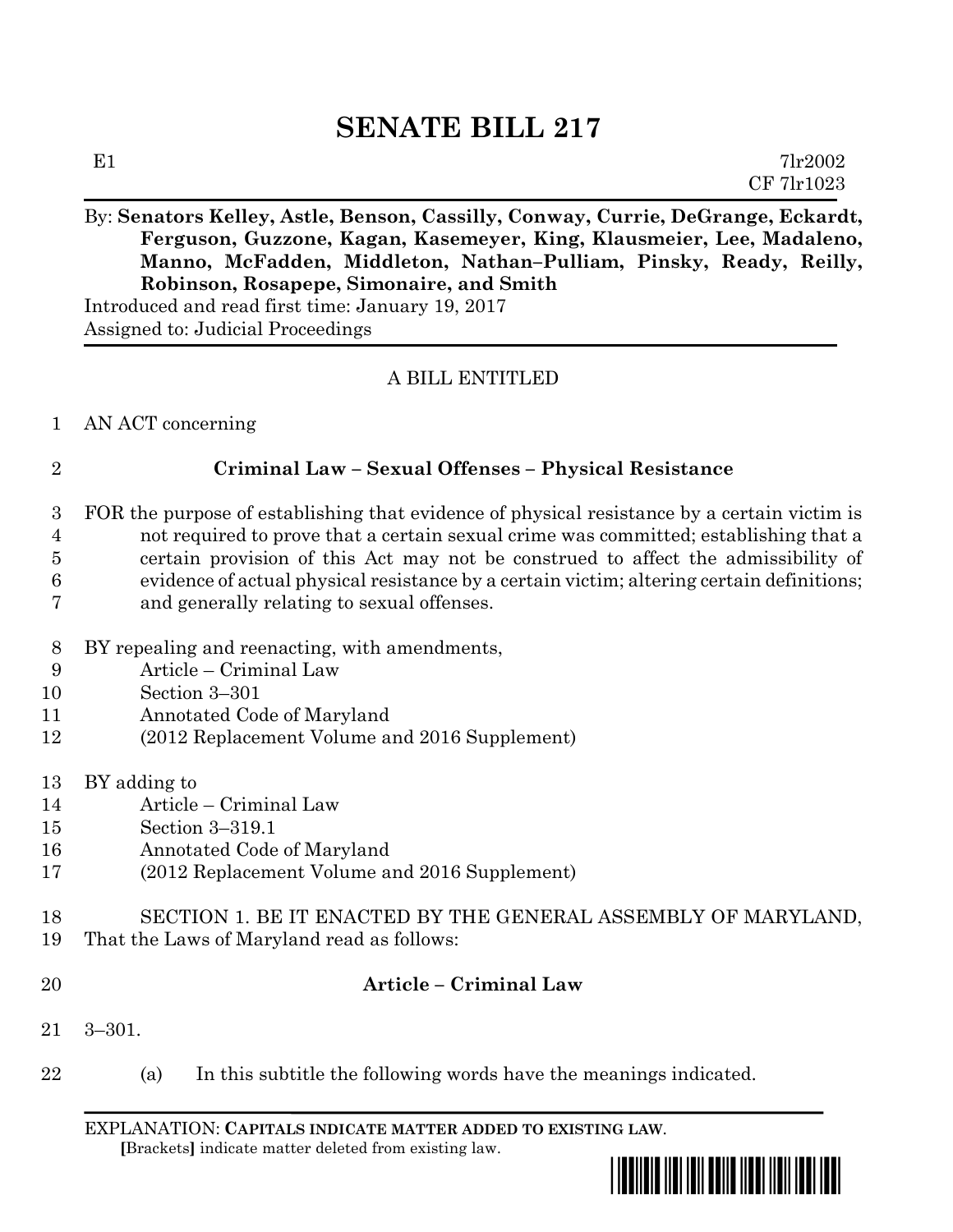# SENATE BILL 217

E1 7lr2002
CF 7lr1023

By: **Senators Kelley, Astle, Benson, Cassilly, Conway, Currie, DeGrange, Eckardt, Ferguson, Guzzone, Kagan, Kasemeyer, King, Klausmeier, Lee, Madaleno, Manno, McFadden, Middleton, Nathan–Pulliam, Pinsky, Ready, Reilly, Robinson, Rosapepe, Simonaire, and Smith**
Introduced and read first time: January 19, 2017
Assigned to: Judicial Proceedings

A BILL ENTITLED

1 AN ACT concerning

2 **Criminal Law – Sexual Offenses – Physical Resistance**

3 FOR the purpose of establishing that evidence of physical resistance by a certain victim is
4 not required to prove that a certain sexual crime was committed; establishing that a
5 certain provision of this Act may not be construed to affect the admissibility of
6 evidence of actual physical resistance by a certain victim; altering certain definitions;
7 and generally relating to sexual offenses.

8 BY repealing and reenacting, with amendments,
9 Article – Criminal Law
10 Section 3–301
11 Annotated Code of Maryland
12 (2012 Replacement Volume and 2016 Supplement)

13 BY adding to
14 Article – Criminal Law
15 Section 3–319.1
16 Annotated Code of Maryland
17 (2012 Replacement Volume and 2016 Supplement)

18 SECTION 1. BE IT ENACTED BY THE GENERAL ASSEMBLY OF MARYLAND,
19 That the Laws of Maryland read as follows:

20 **Article – Criminal Law**

21 3–301.

22 (a) In this subtitle the following words have the meanings indicated.

EXPLANATION: **CAPITALS INDICATE MATTER ADDED TO EXISTING LAW**.
[Brackets] indicate matter deleted from existing law.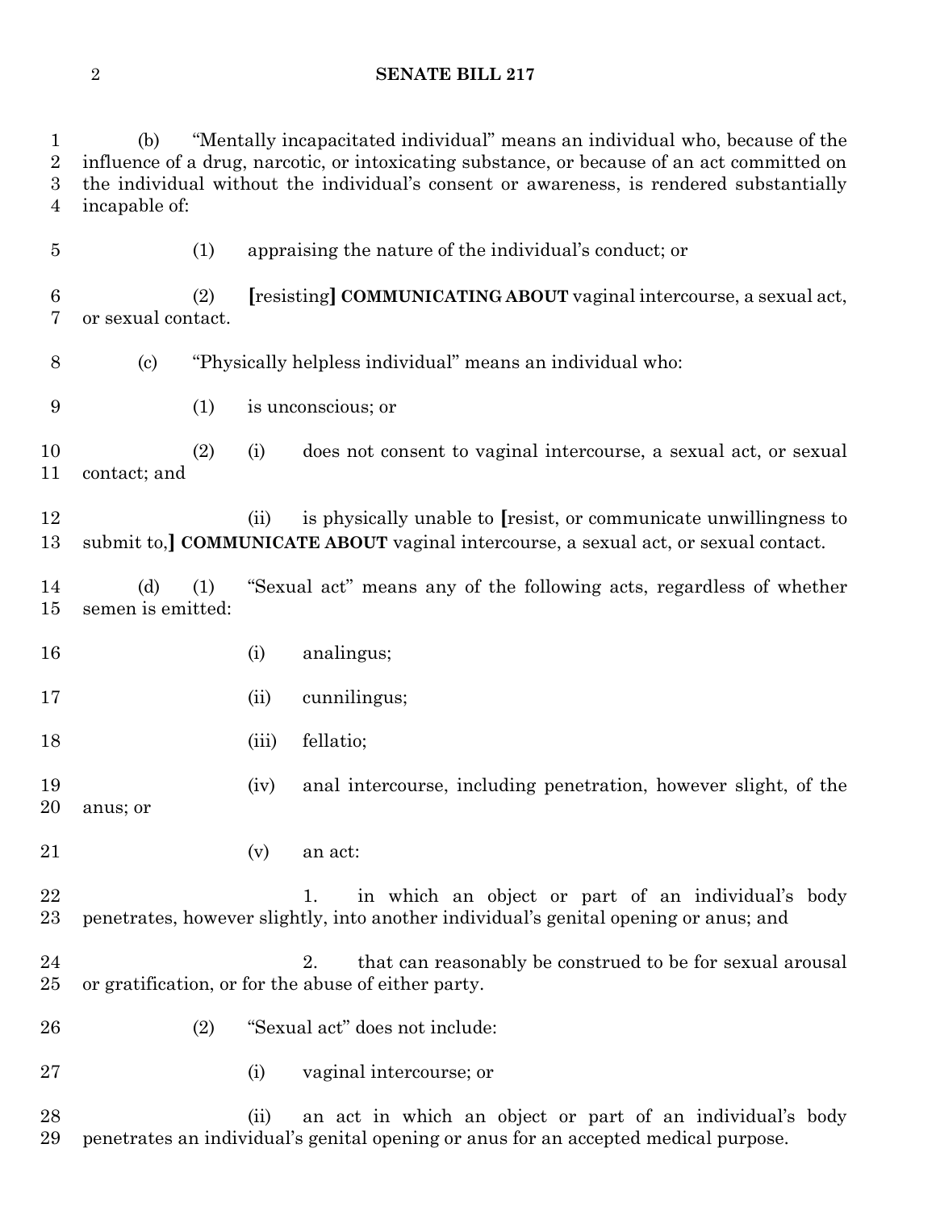(b) "Mentally incapacitated individual" means an individual who, because of the influence of a drug, narcotic, or intoxicating substance, or because of an act committed on the individual without the individual's consent or awareness, is rendered substantially incapable of:

(1) appraising the nature of the individual's conduct; or

(2) **[**resisting**]** **COMMUNICATING ABOUT** vaginal intercourse, a sexual act, or sexual contact.

(c) "Physically helpless individual" means an individual who:

(1) is unconscious; or

(2) (i) does not consent to vaginal intercourse, a sexual act, or sexual contact; and

(ii) is physically unable to **[**resist, or communicate unwillingness to submit to,**]** **COMMUNICATE ABOUT** vaginal intercourse, a sexual act, or sexual contact.

(d) (1) "Sexual act" means any of the following acts, regardless of whether semen is emitted:

(i) analingus;

(ii) cunnilingus;

(iii) fellatio;

(iv) anal intercourse, including penetration, however slight, of the anus; or

(v) an act:

1. in which an object or part of an individual's body penetrates, however slightly, into another individual's genital opening or anus; and

2. that can reasonably be construed to be for sexual arousal or gratification, or for the abuse of either party.

(2) "Sexual act" does not include:

(i) vaginal intercourse; or

(ii) an act in which an object or part of an individual's body penetrates an individual's genital opening or anus for an accepted medical purpose.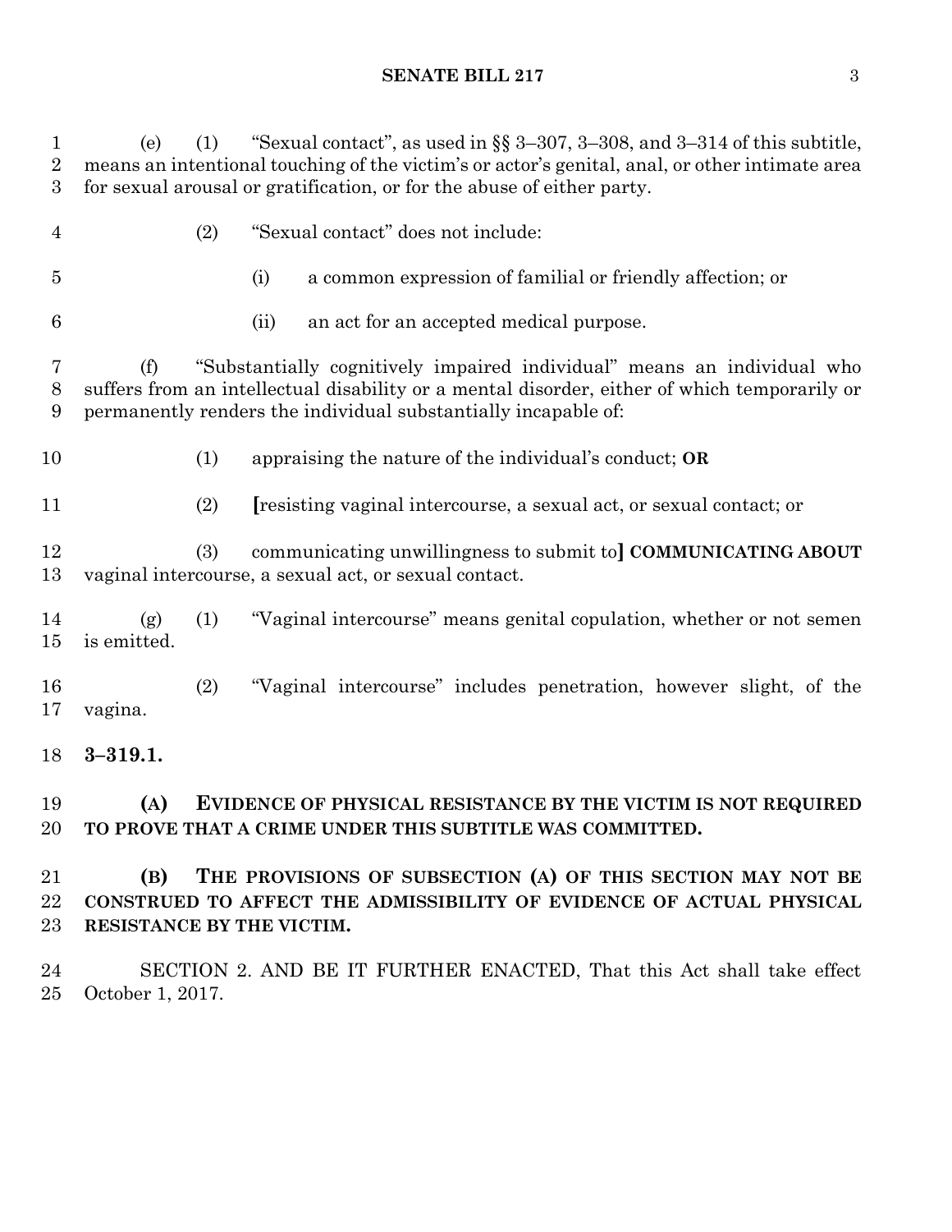(e) (1) "Sexual contact", as used in §§ 3–307, 3–308, and 3–314 of this subtitle, means an intentional touching of the victim's or actor's genital, anal, or other intimate area for sexual arousal or gratification, or for the abuse of either party.

(2) "Sexual contact" does not include:

(i) a common expression of familial or friendly affection; or

(ii) an act for an accepted medical purpose.

(f) "Substantially cognitively impaired individual" means an individual who suffers from an intellectual disability or a mental disorder, either of which temporarily or permanently renders the individual substantially incapable of:

(1) appraising the nature of the individual's conduct; **OR**

(2) **[**resisting vaginal intercourse, a sexual act, or sexual contact; or

(3) communicating unwillingness to submit to**]** **COMMUNICATING ABOUT** vaginal intercourse, a sexual act, or sexual contact.

(g) (1) "Vaginal intercourse" means genital copulation, whether or not semen is emitted.

(2) "Vaginal intercourse" includes penetration, however slight, of the vagina.

**3–319.1.**

**(A) EVIDENCE OF PHYSICAL RESISTANCE BY THE VICTIM IS NOT REQUIRED TO PROVE THAT A CRIME UNDER THIS SUBTITLE WAS COMMITTED.**

**(B) THE PROVISIONS OF SUBSECTION (A) OF THIS SECTION MAY NOT BE CONSTRUED TO AFFECT THE ADMISSIBILITY OF EVIDENCE OF ACTUAL PHYSICAL RESISTANCE BY THE VICTIM.**

SECTION 2. AND BE IT FURTHER ENACTED, That this Act shall take effect October 1, 2017.